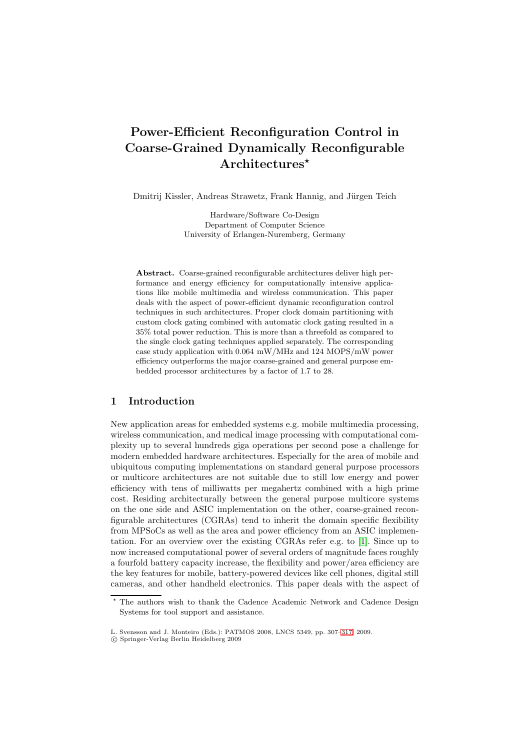# Power-Efficient Reconfiguration Control in Coarse-Grained Dynamically Reconfigurable Architectures*

Dmitrij Kissler, Andreas Strawetz, Frank Hannig, and Jürgen Teich

Hardware/Software Co-Design
Department of Computer Science
University of Erlangen-Nuremberg, Germany

**Abstract.** Coarse-grained reconfigurable architectures deliver high performance and energy efficiency for computationally intensive applications like mobile multimedia and wireless communication. This paper deals with the aspect of power-efficient dynamic reconfiguration control techniques in such architectures. Proper clock domain partitioning with custom clock gating combined with automatic clock gating resulted in a 35% total power reduction. This is more than a threefold as compared to the single clock gating techniques applied separately. The corresponding case study application with 0.064 mW/MHz and 124 MOPS/mW power efficiency outperforms the major coarse-grained and general purpose embedded processor architectures by a factor of 1.7 to 28.

## 1 Introduction

New application areas for embedded systems e.g. mobile multimedia processing, wireless communication, and medical image processing with computational complexity up to several hundreds giga operations per second pose a challenge for modern embedded hardware architectures. Especially for the area of mobile and ubiquitous computing implementations on standard general purpose processors or multicore architectures are not suitable due to still low energy and power efficiency with tens of milliwatts per megahertz combined with a high prime cost. Residing architecturally between the general purpose multicore systems on the one side and ASIC implementation on the other, coarse-grained reconfigurable architectures (CGRAs) tend to inherit the domain specific flexibility from MPSoCs as well as the area and power efficiency from an ASIC implementation. For an overview over the existing CGRAs refer e.g. to [1]. Since up to now increased computational power of several orders of magnitude faces roughly a fourfold battery capacity increase, the flexibility and power/area efficiency are the key features for mobile, battery-powered devices like cell phones, digital still cameras, and other handheld electronics. This paper deals with the aspect of

* The authors wish to thank the Cadence Academic Network and Cadence Design Systems for tool support and assistance.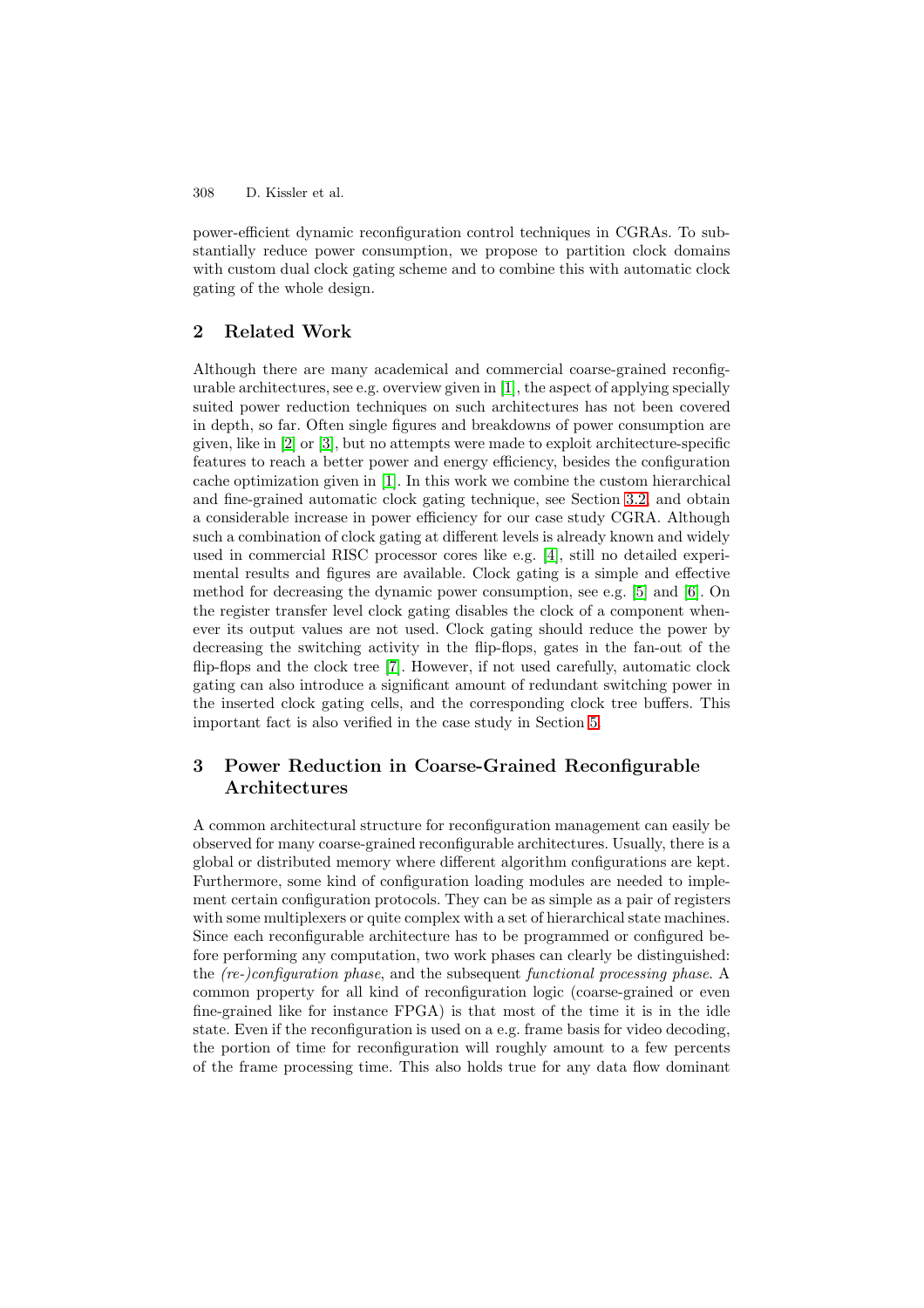power-efficient dynamic reconfiguration control techniques in CGRAs. To substantially reduce power consumption, we propose to partition clock domains with custom dual clock gating scheme and to combine this with automatic clock gating of the whole design.

## 2 Related Work

Although there are many academical and commercial coarse-grained reconfigurable architectures, see e.g. overview given in [1], the aspect of applying specially suited power reduction techniques on such architectures has not been covered in depth, so far. Often single figures and breakdowns of power consumption are given, like in [2] or [3], but no attempts were made to exploit architecture-specific features to reach a better power and energy efficiency, besides the configuration cache optimization given in [1]. In this work we combine the custom hierarchical and fine-grained automatic clock gating technique, see Section 3.2, and obtain a considerable increase in power efficiency for our case study CGRA. Although such a combination of clock gating at different levels is already known and widely used in commercial RISC processor cores like e.g. [4], still no detailed experimental results and figures are available. Clock gating is a simple and effective method for decreasing the dynamic power consumption, see e.g. [5] and [6]. On the register transfer level clock gating disables the clock of a component whenever its output values are not used. Clock gating should reduce the power by decreasing the switching activity in the flip-flops, gates in the fan-out of the flip-flops and the clock tree [7]. However, if not used carefully, automatic clock gating can also introduce a significant amount of redundant switching power in the inserted clock gating cells, and the corresponding clock tree buffers. This important fact is also verified in the case study in Section 5.

## 3 Power Reduction in Coarse-Grained Reconfigurable Architectures

A common architectural structure for reconfiguration management can easily be observed for many coarse-grained reconfigurable architectures. Usually, there is a global or distributed memory where different algorithm configurations are kept. Furthermore, some kind of configuration loading modules are needed to implement certain configuration protocols. They can be as simple as a pair of registers with some multiplexers or quite complex with a set of hierarchical state machines. Since each reconfigurable architecture has to be programmed or configured before performing any computation, two work phases can clearly be distinguished: the *(re-)configuration phase*, and the subsequent *functional processing phase*. A common property for all kind of reconfiguration logic (coarse-grained or even fine-grained like for instance FPGA) is that most of the time it is in the idle state. Even if the reconfiguration is used on a e.g. frame basis for video decoding, the portion of time for reconfiguration will roughly amount to a few percents of the frame processing time. This also holds true for any data flow dominant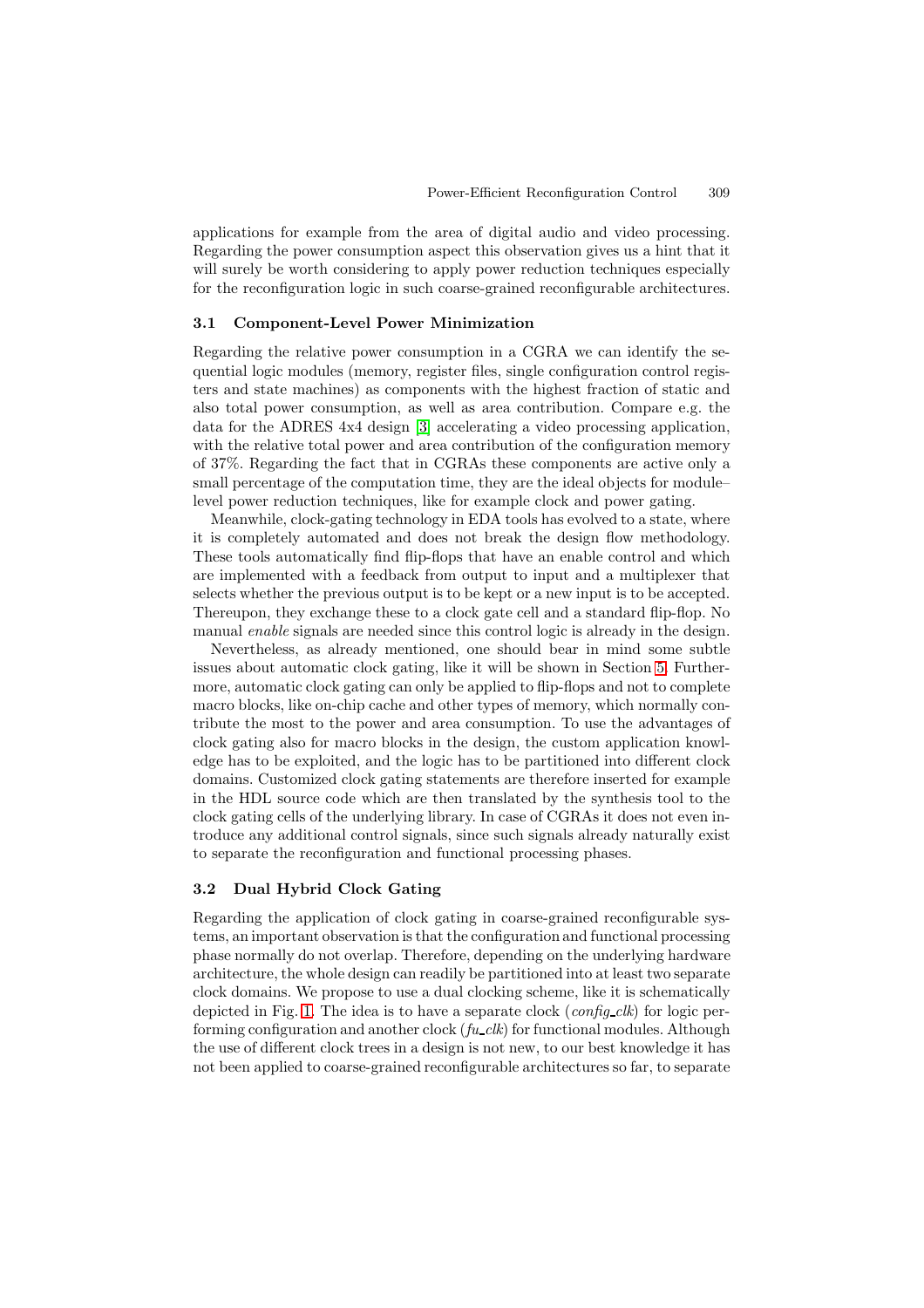applications for example from the area of digital audio and video processing. Regarding the power consumption aspect this observation gives us a hint that it will surely be worth considering to apply power reduction techniques especially for the reconfiguration logic in such coarse-grained reconfigurable architectures.

### 3.1 Component-Level Power Minimization

Regarding the relative power consumption in a CGRA we can identify the sequential logic modules (memory, register files, single configuration control registers and state machines) as components with the highest fraction of static and also total power consumption, as well as area contribution. Compare e.g. the data for the ADRES 4x4 design [3] accelerating a video processing application, with the relative total power and area contribution of the configuration memory of 37%. Regarding the fact that in CGRAs these components are active only a small percentage of the computation time, they are the ideal objects for module–level power reduction techniques, like for example clock and power gating.

Meanwhile, clock-gating technology in EDA tools has evolved to a state, where it is completely automated and does not break the design flow methodology. These tools automatically find flip-flops that have an enable control and which are implemented with a feedback from output to input and a multiplexer that selects whether the previous output is to be kept or a new input is to be accepted. Thereupon, they exchange these to a clock gate cell and a standard flip-flop. No manual *enable* signals are needed since this control logic is already in the design.

Nevertheless, as already mentioned, one should bear in mind some subtle issues about automatic clock gating, like it will be shown in Section 5. Furthermore, automatic clock gating can only be applied to flip-flops and not to complete macro blocks, like on-chip cache and other types of memory, which normally contribute the most to the power and area consumption. To use the advantages of clock gating also for macro blocks in the design, the custom application knowledge has to be exploited, and the logic has to be partitioned into different clock domains. Customized clock gating statements are therefore inserted for example in the HDL source code which are then translated by the synthesis tool to the clock gating cells of the underlying library. In case of CGRAs it does not even introduce any additional control signals, since such signals already naturally exist to separate the reconfiguration and functional processing phases.

### 3.2 Dual Hybrid Clock Gating

Regarding the application of clock gating in coarse-grained reconfigurable systems, an important observation is that the configuration and functional processing phase normally do not overlap. Therefore, depending on the underlying hardware architecture, the whole design can readily be partitioned into at least two separate clock domains. We propose to use a dual clocking scheme, like it is schematically depicted in Fig. 1. The idea is to have a separate clock (*config_clk*) for logic performing configuration and another clock (*fu_clk*) for functional modules. Although the use of different clock trees in a design is not new, to our best knowledge it has not been applied to coarse-grained reconfigurable architectures so far, to separate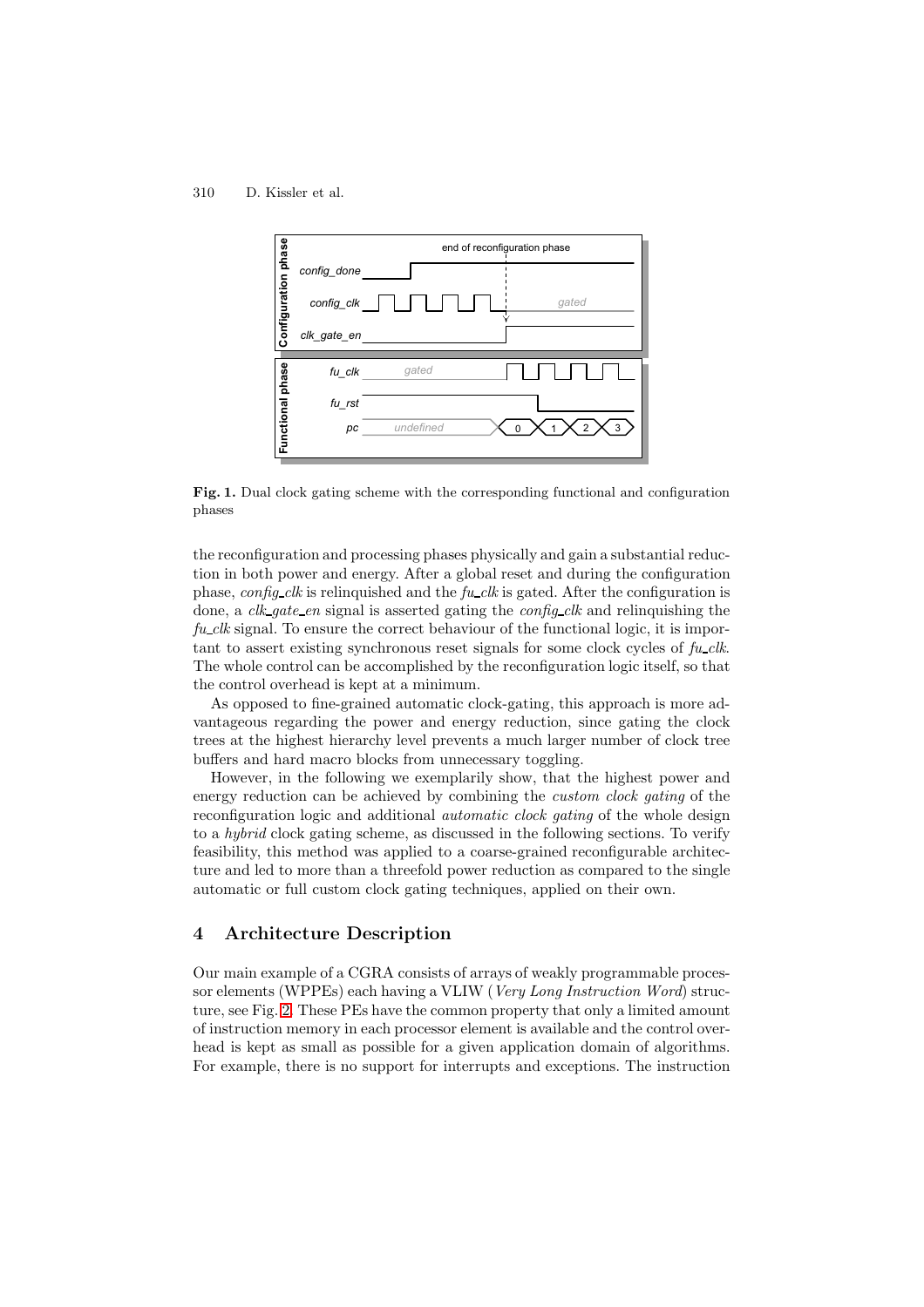Fig. 1. Dual clock gating scheme with the corresponding functional and configuration phases

the reconfiguration and processing phases physically and gain a substantial reduction in both power and energy. After a global reset and during the configuration phase, *config_clk* is relinquished and the *fu_clk* is gated. After the configuration is done, a *clk_gate_en* signal is asserted gating the *config_clk* and relinquishing the *fu_clk* signal. To ensure the correct behaviour of the functional logic, it is important to assert existing synchronous reset signals for some clock cycles of *fu_clk*. The whole control can be accomplished by the reconfiguration logic itself, so that the control overhead is kept at a minimum.

As opposed to fine-grained automatic clock-gating, this approach is more advantageous regarding the power and energy reduction, since gating the clock trees at the highest hierarchy level prevents a much larger number of clock tree buffers and hard macro blocks from unnecessary toggling.

However, in the following we exemplarily show, that the highest power and energy reduction can be achieved by combining the *custom clock gating* of the reconfiguration logic and additional *automatic clock gating* of the whole design to a *hybrid* clock gating scheme, as discussed in the following sections. To verify feasibility, this method was applied to a coarse-grained reconfigurable architecture and led to more than a threefold power reduction as compared to the single automatic or full custom clock gating techniques, applied on their own.

## 4 Architecture Description

Our main example of a CGRA consists of arrays of weakly programmable processor elements (WPPEs) each having a VLIW (*Very Long Instruction Word*) structure, see Fig. 2. These PEs have the common property that only a limited amount of instruction memory in each processor element is available and the control overhead is kept as small as possible for a given application domain of algorithms. For example, there is no support for interrupts and exceptions. The instruction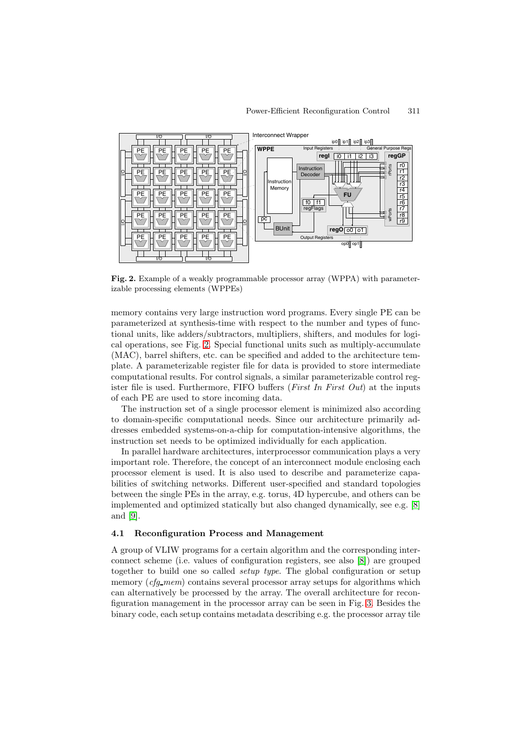**Fig. 2.** Example of a weakly programmable processor array (WPPA) with parameterizable processing elements (WPPEs)

memory contains very large instruction word programs. Every single PE can be parameterized at synthesis-time with respect to the number and types of functional units, like adders/subtractors, multipliers, shifters, and modules for logical operations, see Fig. 2. Special functional units such as multiply-accumulate (MAC), barrel shifters, etc. can be specified and added to the architecture template. A parameterizable register file for data is provided to store intermediate computational results. For control signals, a similar parameterizable control register file is used. Furthermore, FIFO buffers (*First In First Out*) at the inputs of each PE are used to store incoming data.

The instruction set of a single processor element is minimized also according to domain-specific computational needs. Since our architecture primarily addresses embedded systems-on-a-chip for computation-intensive algorithms, the instruction set needs to be optimized individually for each application.

In parallel hardware architectures, interprocessor communication plays a very important role. Therefore, the concept of an interconnect module enclosing each processor element is used. It is also used to describe and parameterize capabilities of switching networks. Different user-specified and standard topologies between the single PEs in the array, e.g. torus, 4D hypercube, and others can be implemented and optimized statically but also changed dynamically, see e.g. [8] and [9].

### 4.1 Reconfiguration Process and Management

A group of VLIW programs for a certain algorithm and the corresponding interconnect scheme (i.e. values of configuration registers, see also [8]) are grouped together to build one so called *setup type*. The global configuration or setup memory (*cfg_mem*) contains several processor array setups for algorithms which can alternatively be processed by the array. The overall architecture for reconfiguration management in the processor array can be seen in Fig. 3. Besides the binary code, each setup contains metadata describing e.g. the processor array tile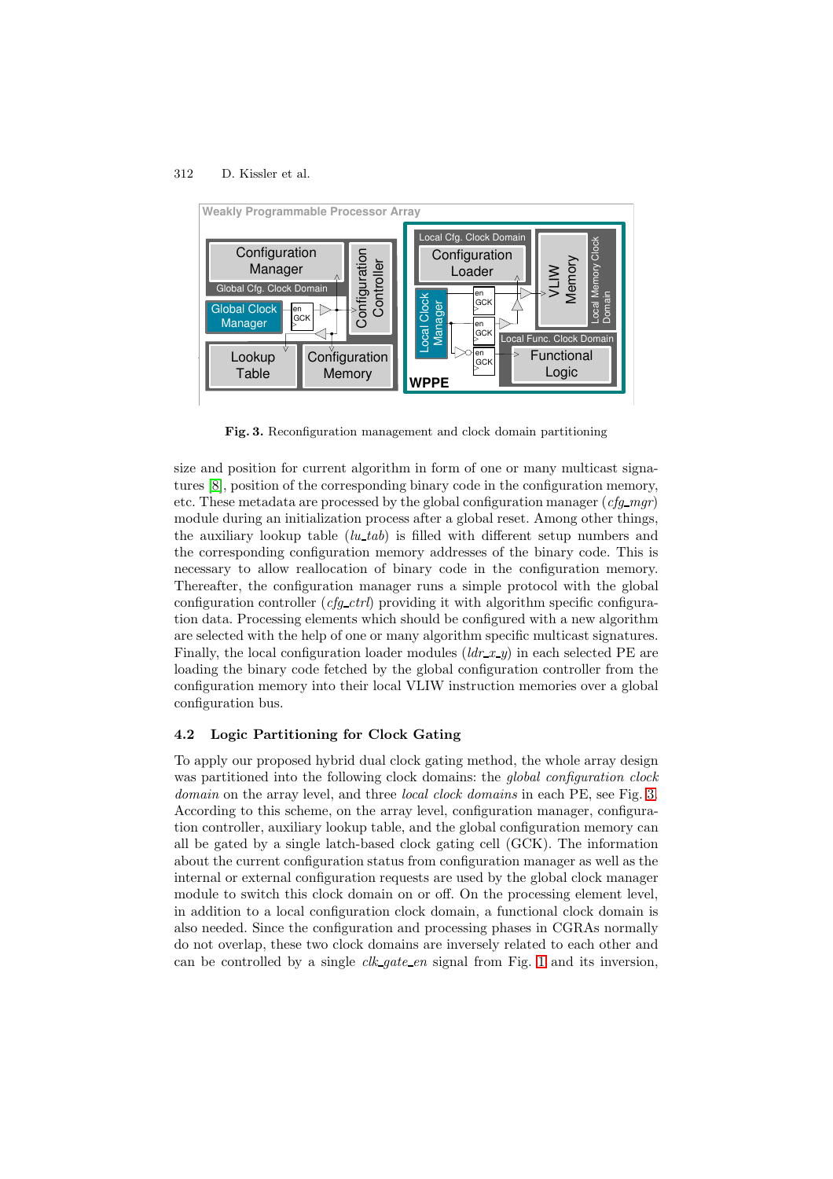**Fig. 3.** Reconfiguration management and clock domain partitioning

size and position for current algorithm in form of one or many multicast signatures [8], position of the corresponding binary code in the configuration memory, etc. These metadata are processed by the global configuration manager (*cfg_mgr*) module during an initialization process after a global reset. Among other things, the auxiliary lookup table (*lu_tab*) is filled with different setup numbers and the corresponding configuration memory addresses of the binary code. This is necessary to allow reallocation of binary code in the configuration memory. Thereafter, the configuration manager runs a simple protocol with the global configuration controller (*cfg_ctrl*) providing it with algorithm specific configuration data. Processing elements which should be configured with a new algorithm are selected with the help of one or many algorithm specific multicast signatures. Finally, the local configuration loader modules (*ldr_x_y*) in each selected PE are loading the binary code fetched by the global configuration controller from the configuration memory into their local VLIW instruction memories over a global configuration bus.

### 4.2 Logic Partitioning for Clock Gating

To apply our proposed hybrid dual clock gating method, the whole array design was partitioned into the following clock domains: the *global configuration clock domain* on the array level, and three *local clock domains* in each PE, see Fig. 3. According to this scheme, on the array level, configuration manager, configuration controller, auxiliary lookup table, and the global configuration memory can all be gated by a single latch-based clock gating cell (GCK). The information about the current configuration status from configuration manager as well as the internal or external configuration requests are used by the global clock manager module to switch this clock domain on or off. On the processing element level, in addition to a local configuration clock domain, a functional clock domain is also needed. Since the configuration and processing phases in CGRAs normally do not overlap, these two clock domains are inversely related to each other and can be controlled by a single *clk_gate_en* signal from Fig. 1 and its inversion,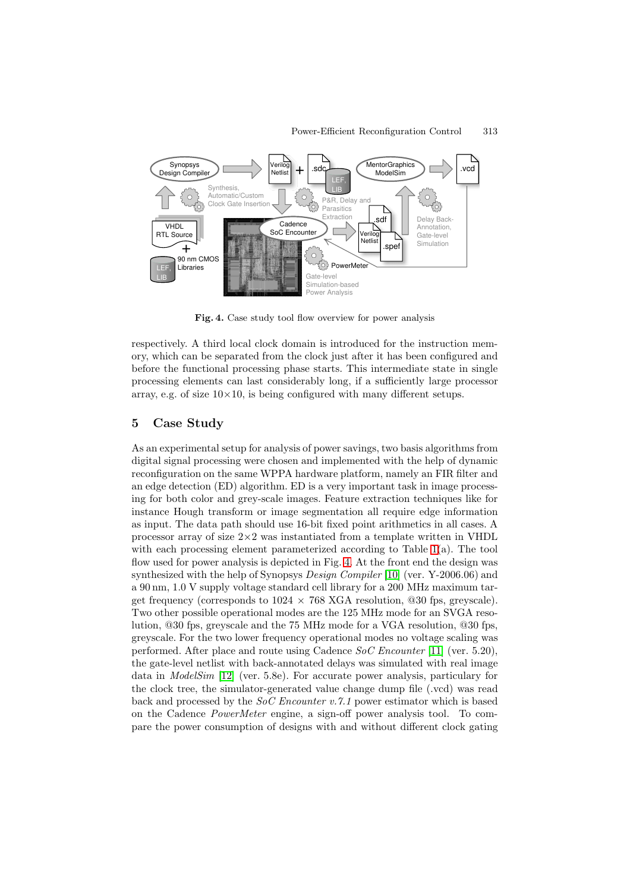**Fig. 4.** Case study tool flow overview for power analysis

respectively. A third local clock domain is introduced for the instruction memory, which can be separated from the clock just after it has been configured and before the functional processing phase starts. This intermediate state in single processing elements can last considerably long, if a sufficiently large processor array, e.g. of size $10 \times 10$, is being configured with many different setups.

## 5 Case Study

As an experimental setup for analysis of power savings, two basis algorithms from digital signal processing were chosen and implemented with the help of dynamic reconfiguration on the same WPPA hardware platform, namely an FIR filter and an edge detection (ED) algorithm. ED is a very important task in image processing for both color and grey-scale images. Feature extraction techniques like for instance Hough transform or image segmentation all require edge information as input. The data path should use 16-bit fixed point arithmetics in all cases. A processor array of size $2 \times 2$ was instantiated from a template written in VHDL with each processing element parameterized according to Table 1(a). The tool flow used for power analysis is depicted in Fig. 4. At the front end the design was synthesized with the help of Synopsys *Design Compiler* [10] (ver. Y-2006.06) and a 90 nm, 1.0 V supply voltage standard cell library for a 200 MHz maximum target frequency (corresponds to $1024 \times 768$ XGA resolution, @30 fps, greyscale). Two other possible operational modes are the 125 MHz mode for an SVGA resolution, @30 fps, greyscale and the 75 MHz mode for a VGA resolution, @30 fps, greyscale. For the two lower frequency operational modes no voltage scaling was performed. After place and route using Cadence *SoC Encounter* [11] (ver. 5.20), the gate-level netlist with back-annotated delays was simulated with real image data in *ModelSim* [12] (ver. 5.8e). For accurate power analysis, particulary for the clock tree, the simulator-generated value change dump file (.vcd) was read back and processed by the *SoC Encounter v.7.1* power estimator which is based on the Cadence *PowerMeter* engine, a sign-off power analysis tool. To compare the power consumption of designs with and without different clock gating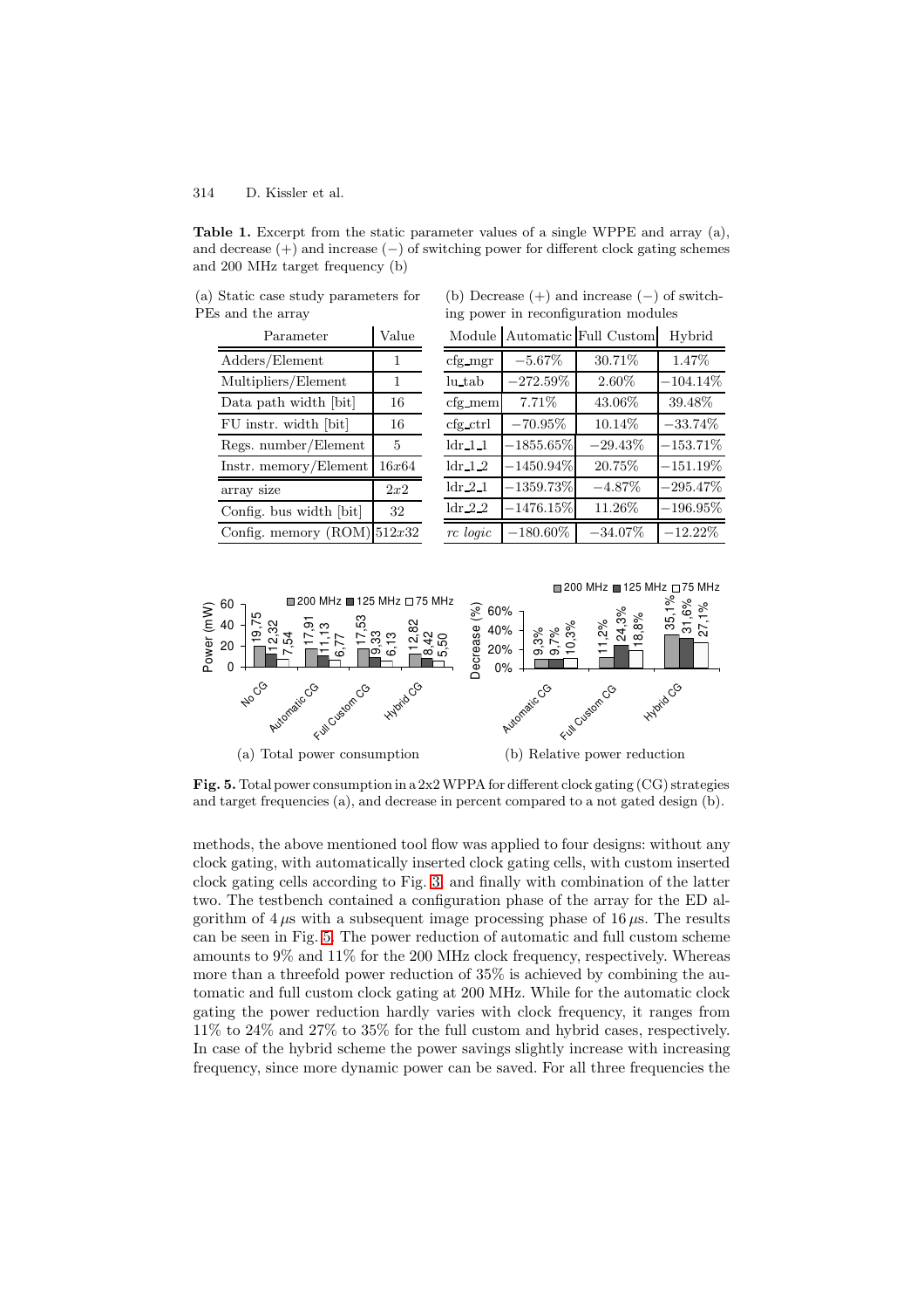**Table 1.** Excerpt from the static parameter values of a single WPPE and array (a), and decrease (+) and increase (−) of switching power for different clock gating schemes and 200 MHz target frequency (b)

(a) Static case study parameters for PEs and the array

| Parameter | Value |
|---|---|
| Adders/Element | 1 |
| Multipliers/Element | 1 |
| Data path width [bit] | 16 |
| FU instr. width [bit] | 16 |
| Regs. number/Element | 5 |
| Instr. memory/Element | $16x64$ |
| array size | $2x2$ |
| Config. bus width [bit] | 32 |
| Config. memory (ROM) | $512x32$ |

(b) Decrease (+) and increase (−) of switching power in reconfiguration modules

| Module | Automatic | Full Custom | Hybrid |
|---|---|---|---|
| cfg_mgr | −5.67% | 30.71% | 1.47% |
| lu_tab | −272.59% | 2.60% | −104.14% |
| cfg_mem | 7.71% | 43.06% | 39.48% |
| cfg_ctrl | −70.95% | 10.14% | −33.74% |
| ldr_1_1 | −1855.65% | −29.43% | −153.71% |
| ldr_1_2 | −1450.94% | 20.75% | −151.19% |
| ldr_2_1 | −1359.73% | −4.87% | −295.47% |
| ldr_2_2 | −1476.15% | 11.26% | −196.95% |
| *rc logic* | −180.60% | −34.07% | −12.22% |

(a) Total power consumption

| Power (mW) | 200 MHz | 125 MHz | 75 MHz |
|---|---|---|---|
| No CG | 19,75 | 12,32 | 7,54 |
| Automatic CG | 17,91 | 11,13 | 6,77 |
| Full Custom CG | 17,53 | 9,33 | 6,13 |
| Hybrid CG | 12,82 | 8,42 | 5,50 |

(b) Relative power reduction

| Decrease (%) | 200 MHz | 125 MHz | 75 MHz |
|---|---|---|---|
| Automatic CG | 9,3% | 9,7% | 10,3% |
| Full Custom CG | 11,2% | 24,3% | 18,8% |
| Hybrid CG | 35,1% | 31,6% | 27,1% |

**Fig. 5.** Total power consumption in a 2x2 WPPA for different clock gating (CG) strategies and target frequencies (a), and decrease in percent compared to a not gated design (b).

methods, the above mentioned tool flow was applied to four designs: without any clock gating, with automatically inserted clock gating cells, with custom inserted clock gating cells according to Fig. 3, and finally with combination of the latter two. The testbench contained a configuration phase of the array for the ED algorithm of $4\,\mu$s with a subsequent image processing phase of $16\,\mu$s. The results can be seen in Fig. 5. The power reduction of automatic and full custom scheme amounts to 9% and 11% for the 200 MHz clock frequency, respectively. Whereas more than a threefold power reduction of 35% is achieved by combining the automatic and full custom clock gating at 200 MHz. While for the automatic clock gating the power reduction hardly varies with clock frequency, it ranges from 11% to 24% and 27% to 35% for the full custom and hybrid cases, respectively. In case of the hybrid scheme the power savings slightly increase with increasing frequency, since more dynamic power can be saved. For all three frequencies the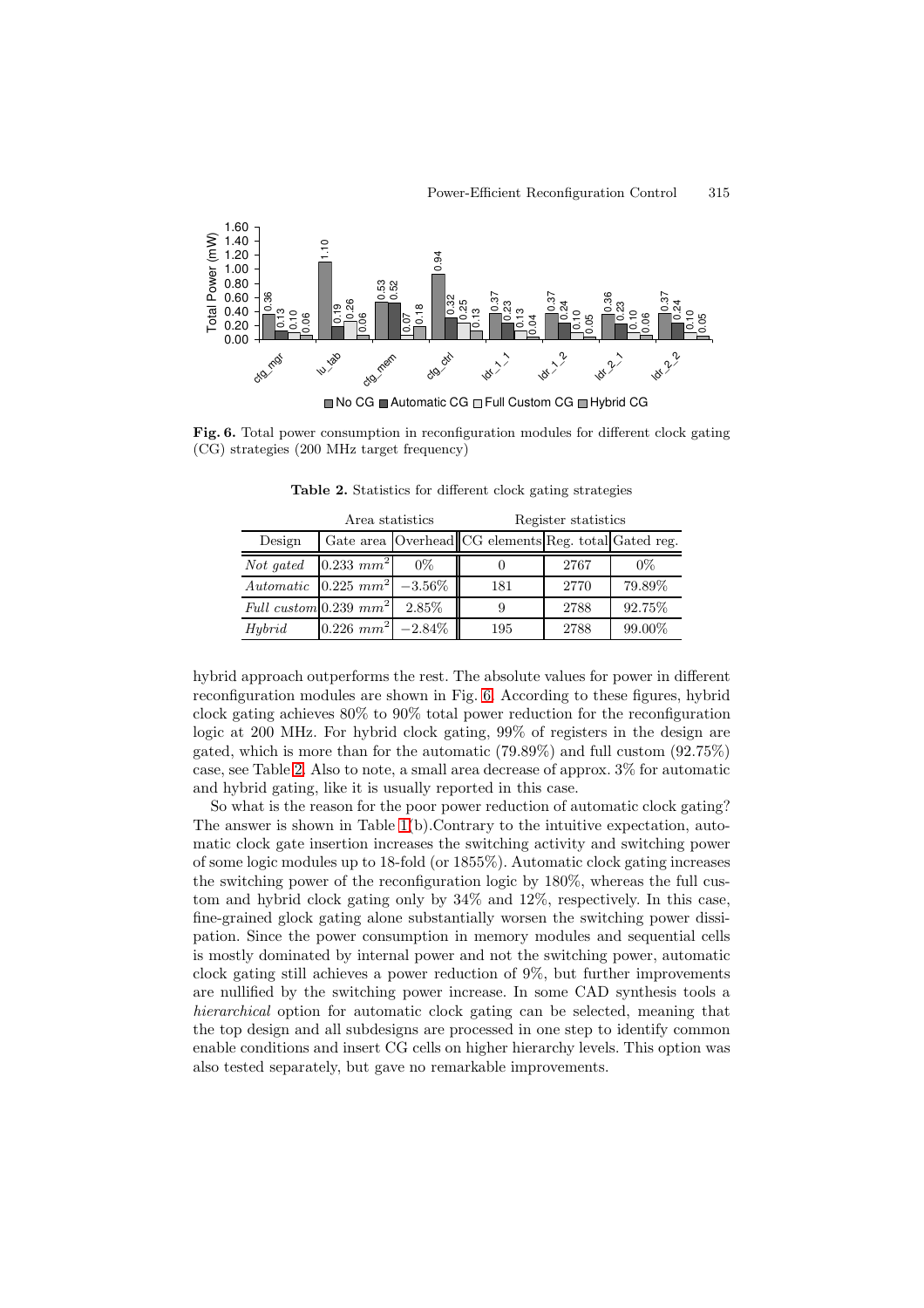**Fig. 6.** Total power consumption in reconfiguration modules for different clock gating (CG) strategies (200 MHz target frequency)

**Table 2.** Statistics for different clock gating strategies

| | Area statistics | | Register statistics | | |
|---|---|---|---|---|---|
| Design | Gate area | Overhead | CG elements | Reg. total | Gated reg. |
| *Not gated* | 0.233 $mm^2$ | 0% | 0 | 2767 | 0% |
| *Automatic* | 0.225 $mm^2$ | −3.56% | 181 | 2770 | 79.89% |
| *Full custom* | 0.239 $mm^2$ | 2.85% | 9 | 2788 | 92.75% |
| *Hybrid* | 0.226 $mm^2$ | −2.84% | 195 | 2788 | 99.00% |

hybrid approach outperforms the rest. The absolute values for power in different reconfiguration modules are shown in Fig. 6. According to these figures, hybrid clock gating achieves 80% to 90% total power reduction for the reconfiguration logic at 200 MHz. For hybrid clock gating, 99% of registers in the design are gated, which is more than for the automatic (79.89%) and full custom (92.75%) case, see Table 2. Also to note, a small area decrease of approx. 3% for automatic and hybrid gating, like it is usually reported in this case.

So what is the reason for the poor power reduction of automatic clock gating? The answer is shown in Table 1(b).Contrary to the intuitive expectation, automatic clock gate insertion increases the switching activity and switching power of some logic modules up to 18-fold (or 1855%). Automatic clock gating increases the switching power of the reconfiguration logic by 180%, whereas the full custom and hybrid clock gating only by 34% and 12%, respectively. In this case, fine-grained glock gating alone substantially worsen the switching power dissipation. Since the power consumption in memory modules and sequential cells is mostly dominated by internal power and not the switching power, automatic clock gating still achieves a power reduction of 9%, but further improvements are nullified by the switching power increase. In some CAD synthesis tools a *hierarchical* option for automatic clock gating can be selected, meaning that the top design and all subdesigns are processed in one step to identify common enable conditions and insert CG cells on higher hierarchy levels. This option was also tested separately, but gave no remarkable improvements.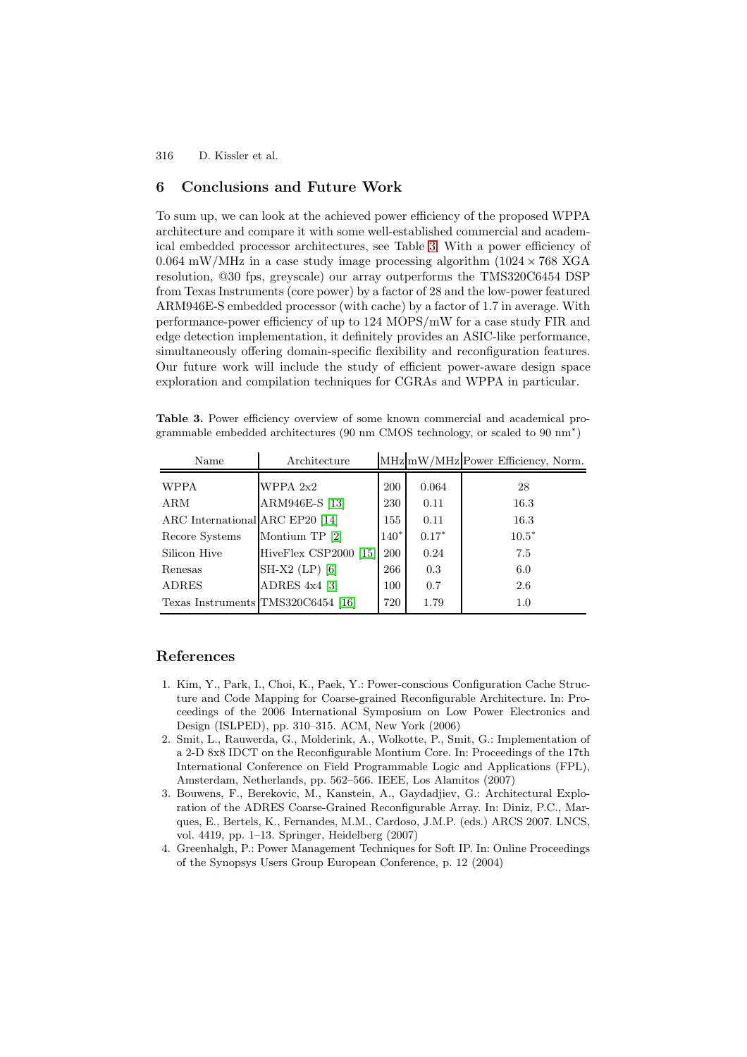## 6 Conclusions and Future Work

To sum up, we can look at the achieved power efficiency of the proposed WPPA architecture and compare it with some well-established commercial and academical embedded processor architectures, see Table 3. With a power efficiency of 0.064 mW/MHz in a case study image processing algorithm ($1024 \times 768$ XGA resolution, @30 fps, greyscale) our array outperforms the TMS320C6454 DSP from Texas Instruments (core power) by a factor of 28 and the low-power featured ARM946E-S embedded processor (with cache) by a factor of 1.7 in average. With performance-power efficiency of up to 124 MOPS/mW for a case study FIR and edge detection implementation, it definitely provides an ASIC-like performance, simultaneously offering domain-specific flexibility and reconfiguration features. Our future work will include the study of efficient power-aware design space exploration and compilation techniques for CGRAs and WPPA in particular.

**Table 3.** Power efficiency overview of some known commercial and academical programmable embedded architectures (90 nm CMOS technology, or scaled to 90 nm*)

| Name | Architecture | MHz | mW/MHz | Power Efficiency, Norm. |
|---|---|---|---|---|
| WPPA | WPPA 2x2 | 200 | 0.064 | 28 |
| ARM | ARM946E-S [13] | 230 | 0.11 | 16.3 |
| ARC International | ARC EP20 [14] | 155 | 0.11 | 16.3 |
| Recore Systems | Montium TP [2] | 140* | 0.17* | 10.5* |
| Silicon Hive | HiveFlex CSP2000 [15] | 200 | 0.24 | 7.5 |
| Renesas | SH-X2 (LP) [6] | 266 | 0.3 | 6.0 |
| ADRES | ADRES 4x4 [3] | 100 | 0.7 | 2.6 |
| Texas Instruments | TMS320C6454 [16] | 720 | 1.79 | 1.0 |

## References

1. Kim, Y., Park, I., Choi, K., Paek, Y.: Power-conscious Configuration Cache Structure and Code Mapping for Coarse-grained Reconfigurable Architecture. In: Proceedings of the 2006 International Symposium on Low Power Electronics and Design (ISLPED), pp. 310–315. ACM, New York (2006)
2. Smit, L., Rauwerda, G., Molderink, A., Wolkotte, P., Smit, G.: Implementation of a 2-D 8x8 IDCT on the Reconfigurable Montium Core. In: Proceedings of the 17th International Conference on Field Programmable Logic and Applications (FPL), Amsterdam, Netherlands, pp. 562–566. IEEE, Los Alamitos (2007)
3. Bouwens, F., Berekovic, M., Kanstein, A., Gaydadjiev, G.: Architectural Exploration of the ADRES Coarse-Grained Reconfigurable Array. In: Diniz, P.C., Marques, E., Bertels, K., Fernandes, M.M., Cardoso, J.M.P. (eds.) ARCS 2007. LNCS, vol. 4419, pp. 1–13. Springer, Heidelberg (2007)
4. Greenhalgh, P.: Power Management Techniques for Soft IP. In: Online Proceedings of the Synopsys Users Group European Conference, p. 12 (2004)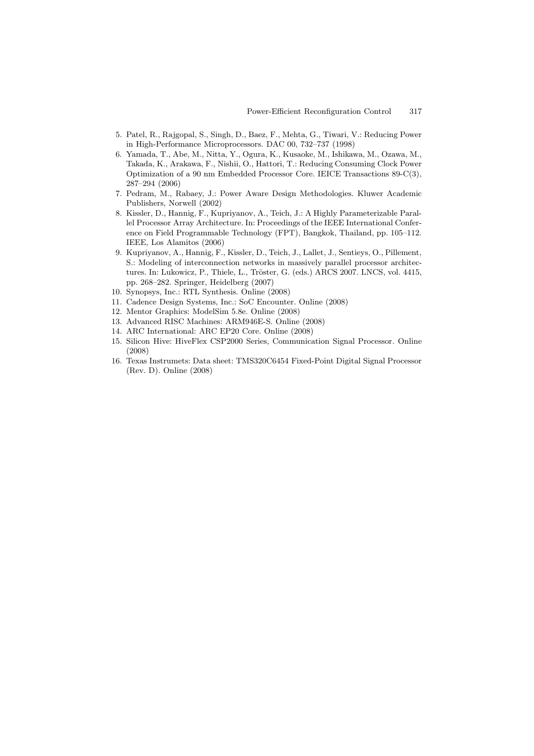5. Patel, R., Rajgopal, S., Singh, D., Baez, F., Mehta, G., Tiwari, V.: Reducing Power in High-Performance Microprocessors. DAC 00, 732–737 (1998)
6. Yamada, T., Abe, M., Nitta, Y., Ogura, K., Kusaoke, M., Ishikawa, M., Ozawa, M., Takada, K., Arakawa, F., Nishii, O., Hattori, T.: Reducing Consuming Clock Power Optimization of a 90 nm Embedded Processor Core. IEICE Transactions 89-C(3), 287–294 (2006)
7. Pedram, M., Rabaey, J.: Power Aware Design Methodologies. Kluwer Academic Publishers, Norwell (2002)
8. Kissler, D., Hannig, F., Kupriyanov, A., Teich, J.: A Highly Parameterizable Parallel Processor Array Architecture. In: Proceedings of the IEEE International Conference on Field Programmable Technology (FPT), Bangkok, Thailand, pp. 105–112. IEEE, Los Alamitos (2006)
9. Kupriyanov, A., Hannig, F., Kissler, D., Teich, J., Lallet, J., Sentieys, O., Pillement, S.: Modeling of interconnection networks in massively parallel processor architectures. In: Lukowicz, P., Thiele, L., Tröster, G. (eds.) ARCS 2007. LNCS, vol. 4415, pp. 268–282. Springer, Heidelberg (2007)
10. Synopsys, Inc.: RTL Synthesis. Online (2008)
11. Cadence Design Systems, Inc.: SoC Encounter. Online (2008)
12. Mentor Graphics: ModelSim 5.8e. Online (2008)
13. Advanced RISC Machines: ARM946E-S. Online (2008)
14. ARC International: ARC EP20 Core. Online (2008)
15. Silicon Hive: HiveFlex CSP2000 Series, Communication Signal Processor. Online (2008)
16. Texas Instrumets: Data sheet: TMS320C6454 Fixed-Point Digital Signal Processor (Rev. D). Online (2008)